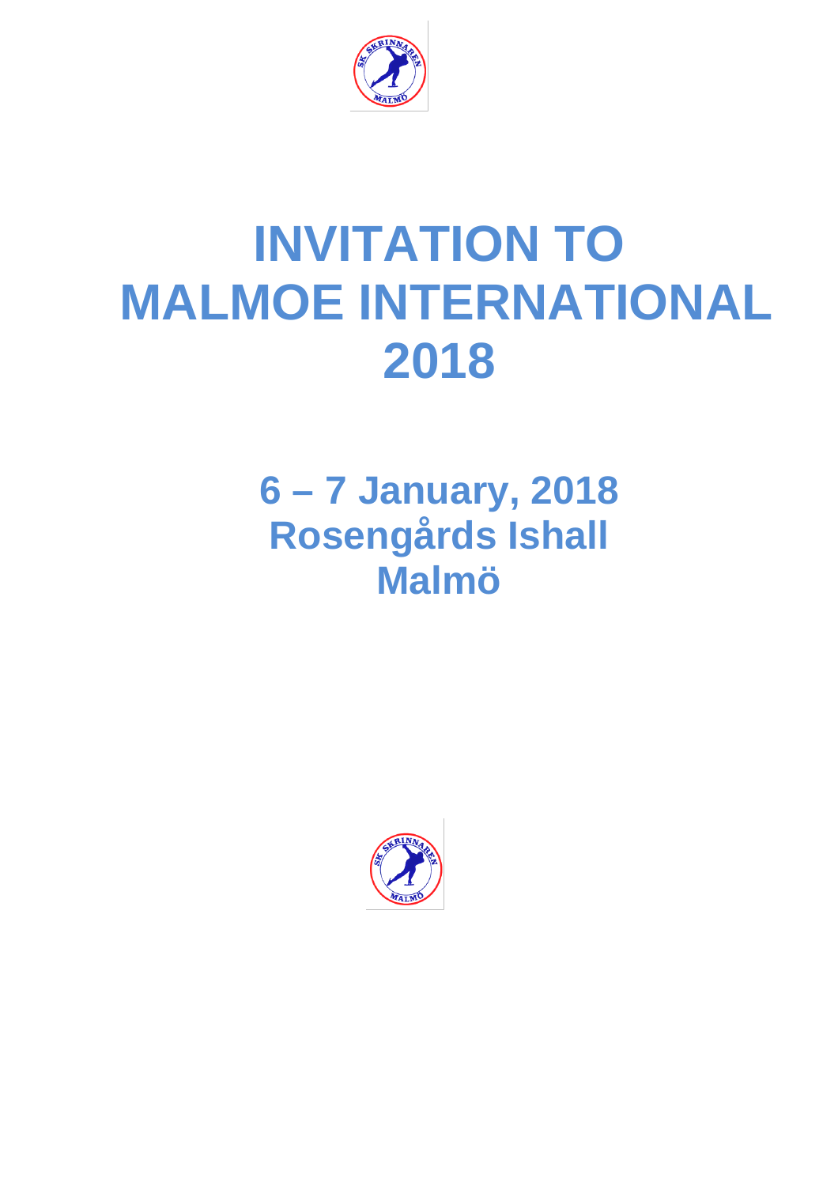# INVITATION TO MALMOE INTERNATIONAL 2018

## 6 – 7 January, 2018
## Rosengårds Ishall
## Malmö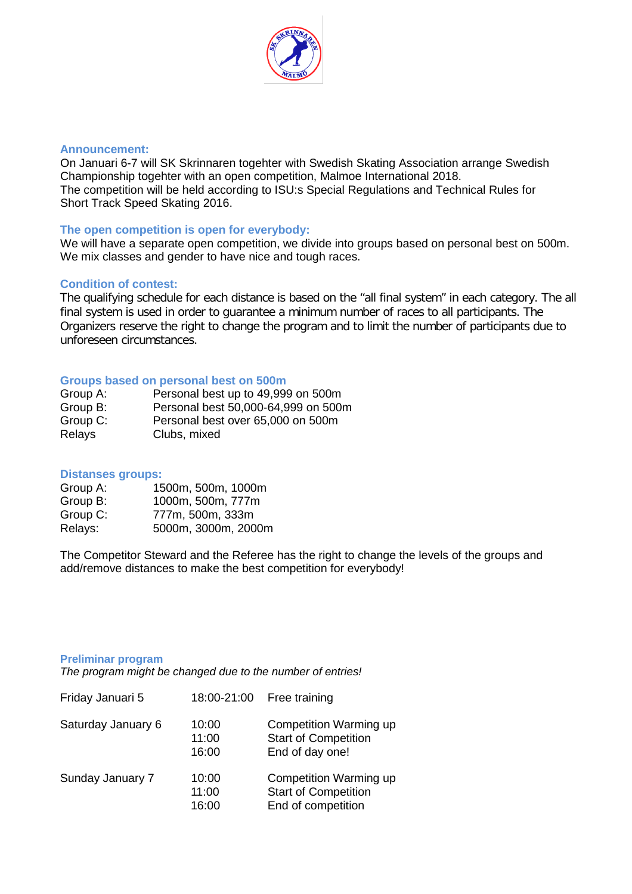### Announcement:

On Januari 6-7 will SK Skrinnaren togehter with Swedish Skating Association arrange Swedish Championship togehter with an open competition, Malmoe International 2018.
The competition will be held according to ISU:s Special Regulations and Technical Rules for Short Track Speed Skating 2016.

### The open competition is open for everybody:

We will have a separate open competition, we divide into groups based on personal best on 500m. We mix classes and gender to have nice and tough races.

### Condition of contest:

The qualifying schedule for each distance is based on the “all final system” in each category. The all final system is used in order to guarantee a minimum number of races to all participants. The Organizers reserve the right to change the program and to limit the number of participants due to unforeseen circumstances.

### Groups based on personal best on 500m

| | |
|---|---|
| Group A: | Personal best up to 49,999 on 500m |
| Group B: | Personal best 50,000-64,999 on 500m |
| Group C: | Personal best over 65,000 on 500m |
| Relays | Clubs, mixed |

### Distanses groups:

| | |
|---|---|
| Group A: | 1500m, 500m, 1000m |
| Group B: | 1000m, 500m, 777m |
| Group C: | 777m, 500m, 333m |
| Relays: | 5000m, 3000m, 2000m |

The Competitor Steward and the Referee has the right to change the levels of the groups and add/remove distances to make the best competition for everybody!

### Preliminar program

*The program might be changed due to the number of entries!*

| | | |
|---|---|---|
| Friday Januari 5 | 18:00-21:00 | Free training |
| Saturday January 6 | 10:00 | Competition Warming up |
| | 11:00 | Start of Competition |
| | 16:00 | End of day one! |
| Sunday January 7 | 10:00 | Competition Warming up |
| | 11:00 | Start of Competition |
| | 16:00 | End of competition |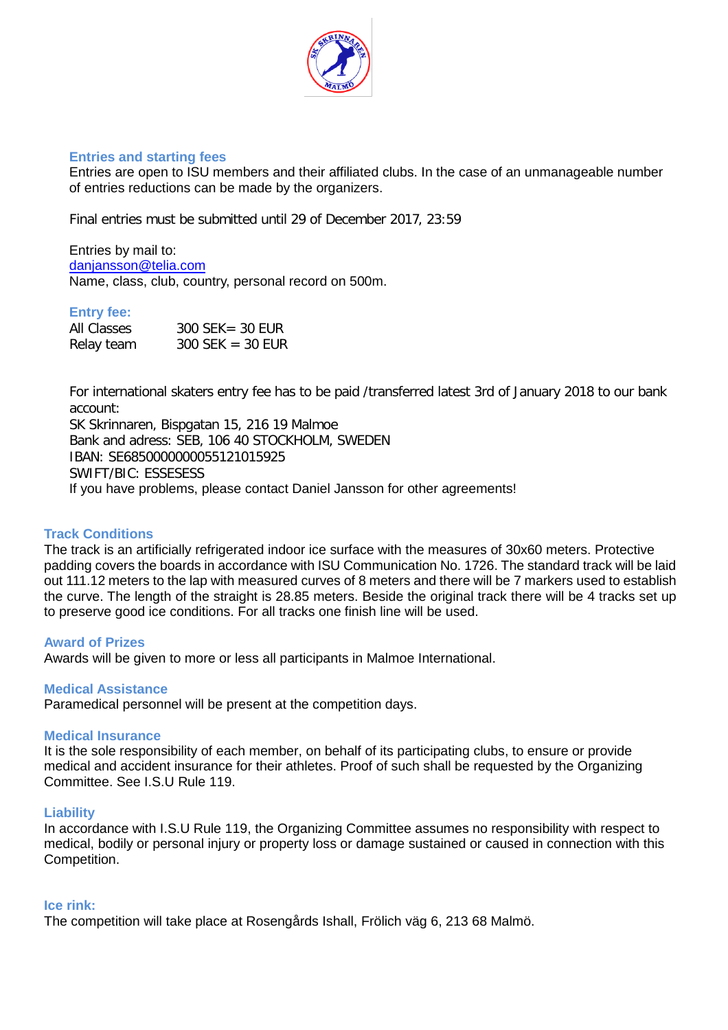## Entries and starting fees

Entries are open to ISU members and their affiliated clubs. In the case of an unmanageable number of entries reductions can be made by the organizers.

Final entries must be submitted until 29 of December 2017, 23:59

Entries by mail to:
danjansson@telia.com
Name, class, club, country, personal record on 500m.

## Entry fee:

| | |
|---|---|
| All Classes | 300 SEK= 30 EUR |
| Relay team | 300 SEK = 30 EUR |

For international skaters entry fee has to be paid /transferred latest 3rd of January 2018 to our bank account:
SK Skrinnaren, Bispgatan 15, 216 19 Malmoe
Bank and adress: SEB, 106 40 STOCKHOLM, SWEDEN
IBAN: SE6850000000055121015925
SWIFT/BIC: ESSESESS
If you have problems, please contact Daniel Jansson for other agreements!

## Track Conditions

The track is an artificially refrigerated indoor ice surface with the measures of 30x60 meters. Protective padding covers the boards in accordance with ISU Communication No. 1726. The standard track will be laid out 111.12 meters to the lap with measured curves of 8 meters and there will be 7 markers used to establish the curve. The length of the straight is 28.85 meters. Beside the original track there will be 4 tracks set up to preserve good ice conditions. For all tracks one finish line will be used.

## Award of Prizes

Awards will be given to more or less all participants in Malmoe International.

## Medical Assistance

Paramedical personnel will be present at the competition days.

## Medical Insurance

It is the sole responsibility of each member, on behalf of its participating clubs, to ensure or provide medical and accident insurance for their athletes. Proof of such shall be requested by the Organizing Committee. See I.S.U Rule 119.

## Liability

In accordance with I.S.U Rule 119, the Organizing Committee assumes no responsibility with respect to medical, bodily or personal injury or property loss or damage sustained or caused in connection with this Competition.

## Ice rink:

The competition will take place at Rosengårds Ishall, Frölich väg 6, 213 68 Malmö.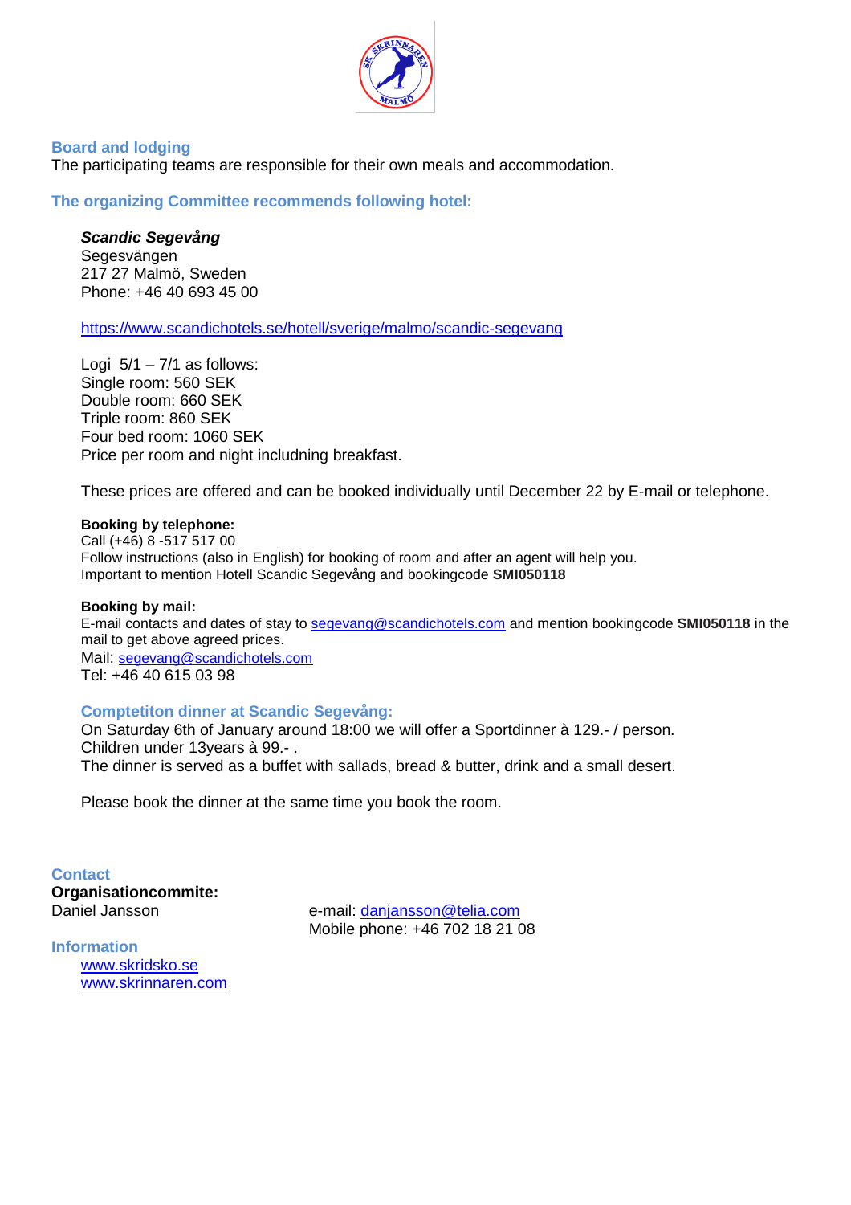## Board and lodging

The participating teams are responsible for their own meals and accommodation.

## The organizing Committee recommends following hotel:

***Scandic Segevång***
Segesvängen
217 27 Malmö, Sweden
Phone: +46 40 693 45 00

https://www.scandichotels.se/hotell/sverige/malmo/scandic-segevang

Logi 5/1 – 7/1 as follows:
Single room: 560 SEK
Double room: 660 SEK
Triple room: 860 SEK
Four bed room: 1060 SEK
Price per room and night includning breakfast.

These prices are offered and can be booked individually until December 22 by E-mail or telephone.

**Booking by telephone:**
Call (+46) 8 -517 517 00
Follow instructions (also in English) for booking of room and after an agent will help you.
Important to mention Hotell Scandic Segevång and bookingcode **SMI050118**

**Booking by mail:**
E-mail contacts and dates of stay to segevang@scandichotels.com and mention bookingcode **SMI050118** in the mail to get above agreed prices.
Mail: segevang@scandichotels.com
Tel: +46 40 615 03 98

## Comptetiton dinner at Scandic Segevång:

On Saturday 6th of January around 18:00 we will offer a Sportdinner à 129.- / person.
Children under 13years à 99.- .
The dinner is served as a buffet with sallads, bread & butter, drink and a small desert.

Please book the dinner at the same time you book the room.

## Contact

**Organisationcommite:**
Daniel Jansson
e-mail: danjansson@telia.com
Mobile phone: +46 702 18 21 08

## Information

www.skridsko.se
www.skrinnaren.com